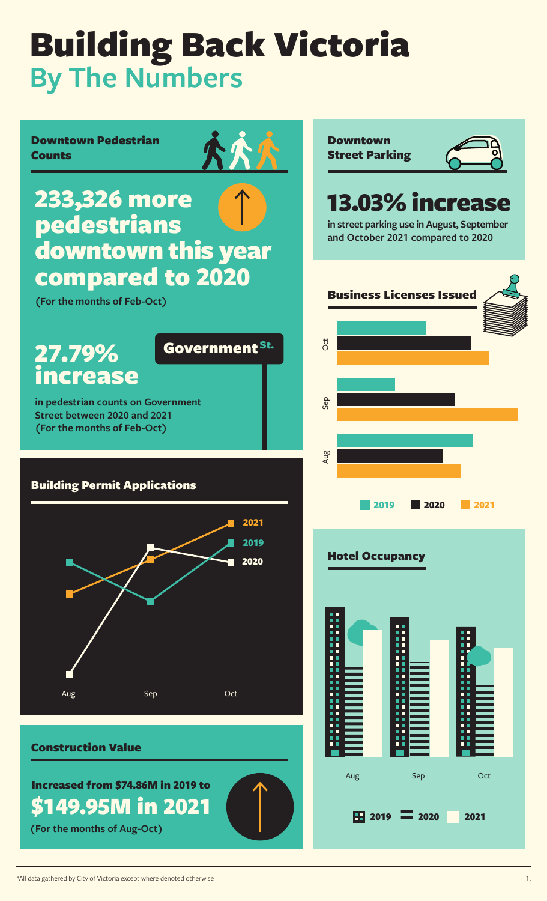# Building Back Victoria
## By The Numbers

### Downtown Pedestrian Counts

**233,326 more pedestrians downtown this year compared to 2020**

(For the months of Feb-Oct)

**27.79% increase**

Government St.

in pedestrian counts on Government Street between 2020 and 2021 (For the months of Feb-Oct)

### Downtown Street Parking

**13.03% increase**

in street parking use in August, September and October 2021 compared to 2020

### Business Licenses Issued

Oct

Sep

Aug

2019 2020 2021

### Building Permit Applications

2021

2019

2020

Aug Sep Oct

### Hotel Occupancy

Aug Sep Oct

2019 2020 2021

### Construction Value

**Increased from $74.86M in 2019 to $149.95M in 2021**

(For the months of Aug-Oct)

*All data gathered by City of Victoria except where denoted otherwise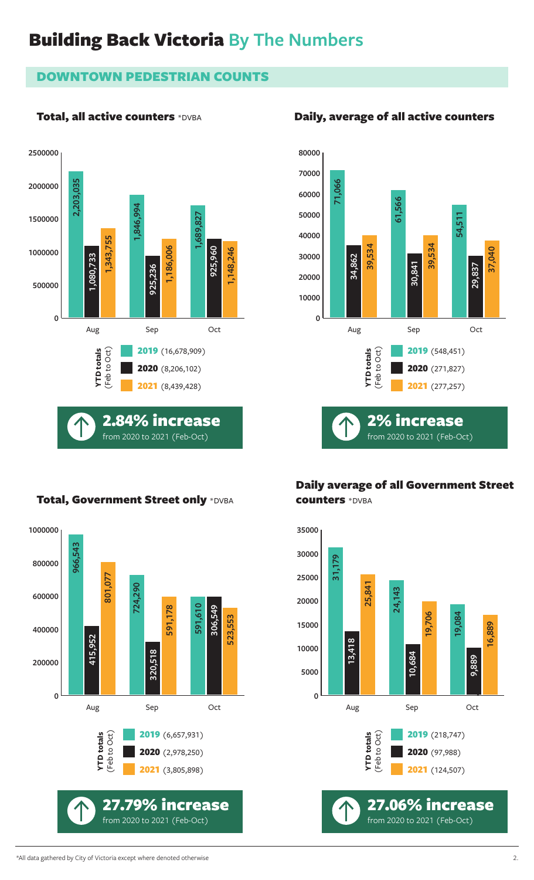# Building Back Victoria By The Numbers

## DOWNTOWN PEDESTRIAN COUNTS

### Total, all active counters *DVBA

| | 2019 | 2020 | 2021 |
|---|---|---|---|
| Aug | 2,203,035 | 1,080,733 | 1,343,755 |
| Sep | 1,846,994 | 925,236 | 1,186,006 |
| Oct | 1,689,827 | 925,960 | 1,148,246 |

YTD totals (Feb to Oct)
- **2019** (16,678,909)
- **2020** (8,206,102)
- **2021** (8,439,428)

**2.84% increase** from 2020 to 2021 (Feb-Oct)

### Daily, average of all active counters

| | 2019 | 2020 | 2021 |
|---|---|---|---|
| Aug | 71,066 | 34,862 | 39,534 |
| Sep | 61,566 | 30,841 | 39,534 |
| Oct | 54,511 | 29,837 | 37,040 |

YTD totals (Feb to Oct)
- **2019** (548,451)
- **2020** (271,827)
- **2021** (277,257)

**2% increase** from 2020 to 2021 (Feb-Oct)

### Total, Government Street only *DVBA

| | 2019 | 2020 | 2021 |
|---|---|---|---|
| Aug | 966,543 | 415,952 | 801,077 |
| Sep | 724,290 | 320,518 | 591,178 |
| Oct | 591,610 | 306,549 | 523,553 |

YTD totals (Feb to Oct)
- **2019** (6,657,931)
- **2020** (2,978,250)
- **2021** (3,805,898)

**27.79% increase** from 2020 to 2021 (Feb-Oct)

### Daily average of all Government Street counters *DVBA

| | 2019 | 2020 | 2021 |
|---|---|---|---|
| Aug | 31,179 | 13,418 | 25,841 |
| Sep | 24,143 | 10,684 | 19,706 |
| Oct | 19,084 | 9,889 | 16,889 |

YTD totals (Feb to Oct)
- **2019** (218,747)
- **2020** (97,988)
- **2021** (124,507)

**27.06% increase** from 2020 to 2021 (Feb-Oct)

*All data gathered by City of Victoria except where denoted otherwise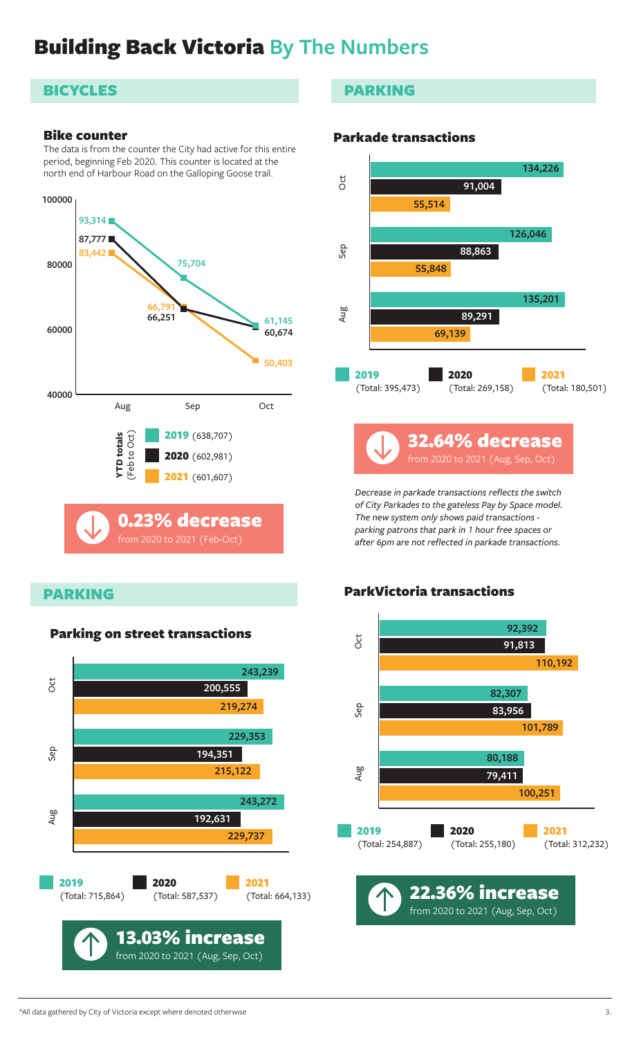# Building Back Victoria By The Numbers

## BICYCLES

### Bike counter

The data is from the counter the City had active for this entire period, beginning Feb 2020. This counter is located at the north end of Harbour Road on the Galloping Goose trail.

| Month | 2019 | 2020 | 2021 |
|---|---|---|---|
| Aug | 93,314 | 87,777 | 83,442 |
| Sep | 75,704 | 66,251 | 66,791 |
| Oct | 61,145 | 60,674 | 50,403 |

**YTD totals** (Feb to Oct)

- **2019** (638,707)
- **2020** (602,981)
- **2021** (601,607)

**0.23% decrease**
from 2020 to 2021 (Feb-Oct)

## PARKING

### Parkade transactions

| Month | 2019 | 2020 | 2021 |
|---|---|---|---|
| Oct | 134,226 | 91,004 | 55,514 |
| Sep | 126,046 | 88,863 | 55,848 |
| Aug | 135,201 | 89,291 | 69,139 |
| Total | 395,473 | 269,158 | 180,501 |

**32.64% decrease**
from 2020 to 2021 (Aug, Sep, Oct)

*Decrease in parkade transactions reflects the switch of City Parkades to the gateless Pay by Space model. The new system only shows paid transactions - parking patrons that park in 1 hour free spaces or after 6pm are not reflected in parkade transactions.*

## PARKING

### Parking on street transactions

| Month | 2019 | 2020 | 2021 |
|---|---|---|---|
| Oct | 243,239 | 200,555 | 219,274 |
| Sep | 229,353 | 194,351 | 215,122 |
| Aug | 243,272 | 192,631 | 229,737 |
| Total | 715,864 | 587,537 | 664,133 |

**13.03% increase**
from 2020 to 2021 (Aug, Sep, Oct)

### ParkVictoria transactions

| Month | 2019 | 2020 | 2021 |
|---|---|---|---|
| Oct | 92,392 | 91,813 | 110,192 |
| Sep | 82,307 | 83,956 | 101,789 |
| Aug | 80,188 | 79,411 | 100,251 |
| Total | 254,887 | 255,180 | 312,232 |

**22.36% increase**
from 2020 to 2021 (Aug, Sep, Oct)

*All data gathered by City of Victoria except where denoted otherwise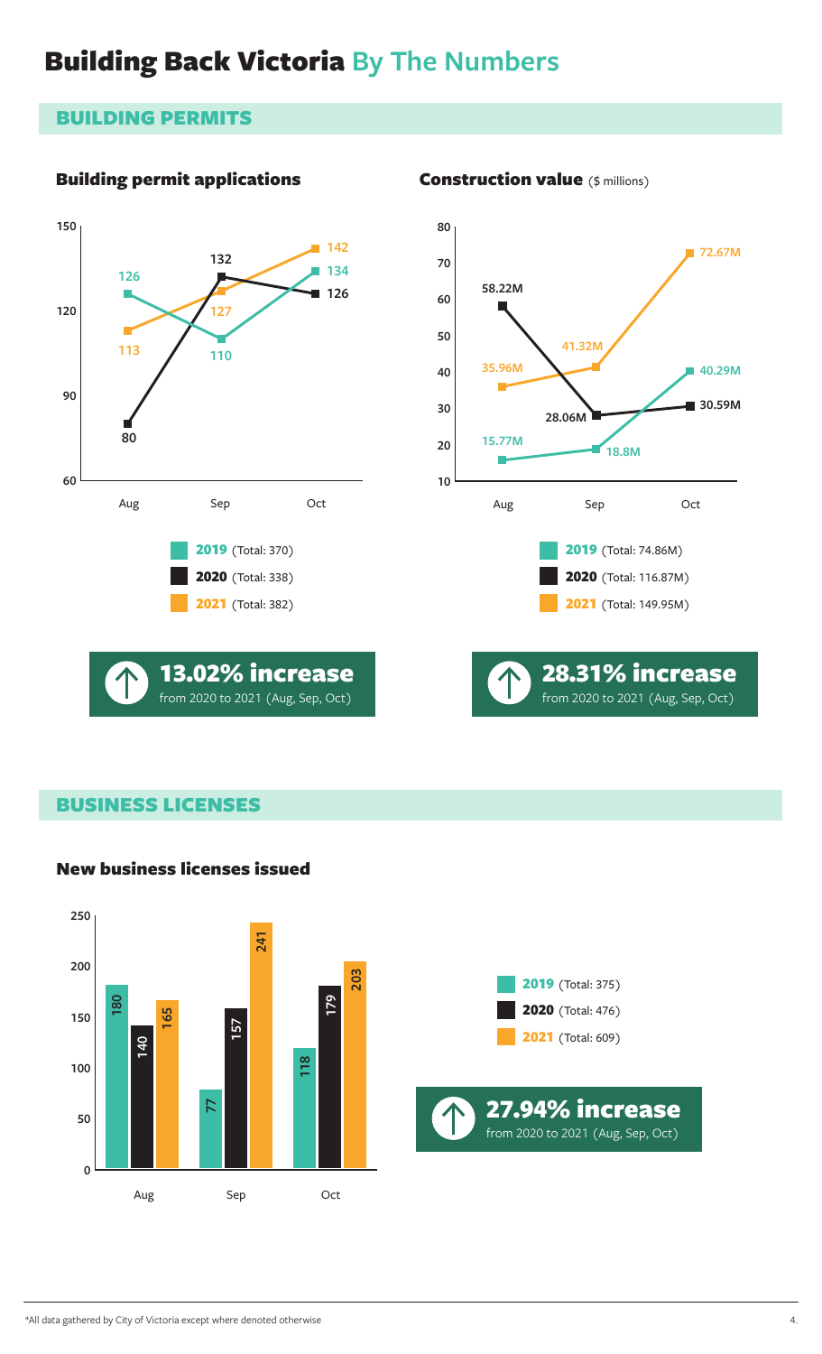# Building Back Victoria By The Numbers

## BUILDING PERMITS

### Building permit applications

| | Aug | Sep | Oct |
|---|---|---|---|
| 2019 (Total: 370) | 126 | 110 | 134 |
| 2020 (Total: 338) | 80 | 132 | 126 |
| 2021 (Total: 382) | 113 | 127 | 142 |

**13.02% increase**
from 2020 to 2021 (Aug, Sep, Oct)

### Construction value ($ millions)

| | Aug | Sep | Oct |
|---|---|---|---|
| 2019 (Total: 74.86M) | 15.77M | 18.8M | 40.29M |
| 2020 (Total: 116.87M) | 58.22M | 28.06M | 30.59M |
| 2021 (Total: 149.95M) | 35.96M | 41.32M | 72.67M |

**28.31% increase**
from 2020 to 2021 (Aug, Sep, Oct)

## BUSINESS LICENSES

### New business licenses issued

| | Aug | Sep | Oct |
|---|---|---|---|
| 2019 (Total: 375) | 180 | 77 | 118 |
| 2020 (Total: 476) | 140 | 157 | 179 |
| 2021 (Total: 609) | 165 | 241 | 203 |

**27.94% increase**
from 2020 to 2021 (Aug, Sep, Oct)

*All data gathered by City of Victoria except where denoted otherwise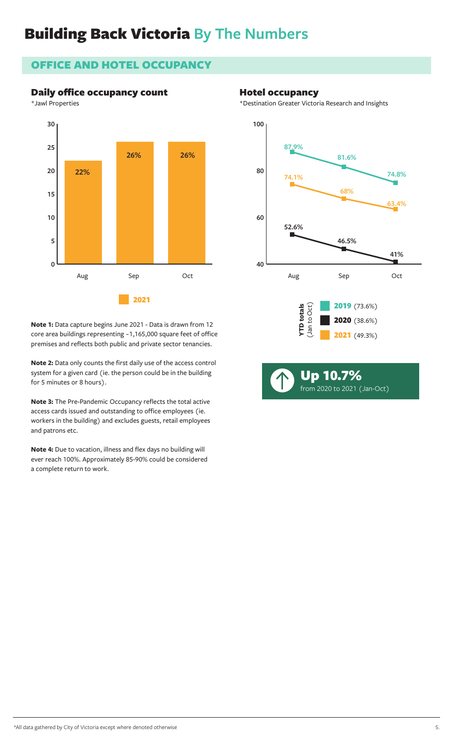# Building Back Victoria By The Numbers

## OFFICE AND HOTEL OCCUPANCY

### Daily office occupancy count

*Jawl Properties

30
25
20
15
10
5
0

22%
26%
26%

Aug
Sep
Oct

2021

**Note 1:** Data capture begins June 2021 - Data is drawn from 12 core area buildings representing ~1,165,000 square feet of office premises and reflects both public and private sector tenancies.

**Note 2:** Data only counts the first daily use of the access control system for a given card (ie. the person could be in the building for 5 minutes or 8 hours).

**Note 3:** The Pre-Pandemic Occupancy reflects the total active access cards issued and outstanding to office employees (ie. workers in the building) and excludes guests, retail employees and patrons etc.

**Note 4:** Due to vacation, illness and flex days no building will ever reach 100%. Approximately 85-90% could be considered a complete return to work.

### Hotel occupancy

*Destination Greater Victoria Research and Insights

100
80
60
40

87.9%
81.6%
74.8%
74.1%
68%
63.4%
52.6%
46.5%
41%

Aug
Sep
Oct

**YTD totals** (Jan to Oct)

**2019** (73.6%)

**2020** (38.6%)

**2021** (49.3%)

**Up 10.7%**
from 2020 to 2021 (Jan-Oct)

*All data gathered by City of Victoria except where denoted otherwise